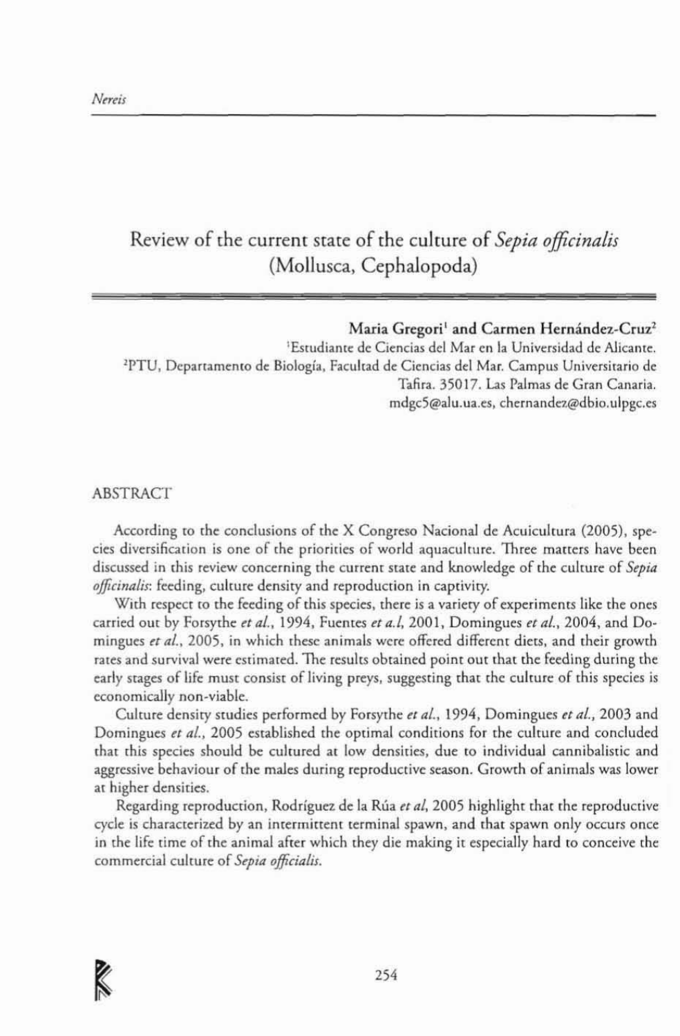# Review of the current state of the culture of *Sepia officinalis* (Mollusca, Cephalopoda)

**Maria Gregori[1] and Carmen Hernández-Cruz[2]**

[1]Estudiante de Ciencias del Mar en la Universidad de Alicante.
[2]PTU, Departamento de Biología, Facultad de Ciencias del Mar. Campus Universitario de Tafira. 35017. Las Palmas de Gran Canaria.
mdgc5@alu.ua.es, chernandez@dbio.ulpgc.es

## ABSTRACT

According to the conclusions of the X Congreso Nacional de Acuicultura (2005), species diversification is one of the priorities of world aquaculture. Three matters have been discussed in this review concerning the current state and knowledge of the culture of *Sepia officinalis*: feeding, culture density and reproduction in captivity.

With respect to the feeding of this species, there is a variety of experiments like the ones carried out by Forsythe *et al.*, 1994, Fuentes *et a.l*, 2001, Domingues *et al.*, 2004, and Domingues *et al.*, 2005, in which these animals were offered different diets, and their growth rates and survival were estimated. The results obtained point out that the feeding during the early stages of life must consist of living preys, suggesting that the culture of this species is economically non-viable.

Culture density studies performed by Forsythe *et al.*, 1994, Domingues *et al.*, 2003 and Domingues *et al.*, 2005 established the optimal conditions for the culture and concluded that this species should be cultured at low densities, due to individual cannibalistic and aggressive behaviour of the males during reproductive season. Growth of animals was lower at higher densities.

Regarding reproduction, Rodríguez de la Rúa *et al*, 2005 highlight that the reproductive cycle is characterized by an intermittent terminal spawn, and that spawn only occurs once in the life time of the animal after which they die making it especially hard to conceive the commercial culture of *Sepia officialis*.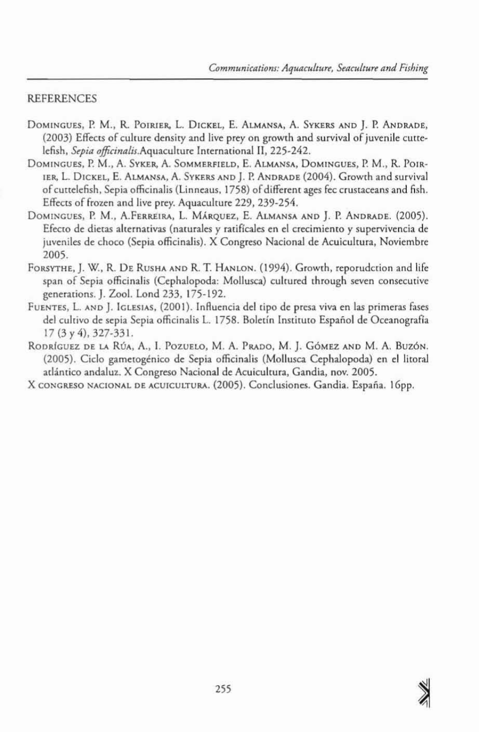## REFERENCES

Domingues, P. M., R. Poirier, L. Dickel, E. Almansa, A. Sykers and J. P. Andrade, (2003) Effects of culture density and live prey on growth and survival of juvenile cuttelefish, *Sepia officinalis*.Aquaculture International II, 225-242.

Domingues, P. M., A. Syker, A. Sommerfield, E. Almansa, Domingues, P. M., R. Poirier, L. Dickel, E. Almansa, A. Sykers and J. P. Andrade (2004). Growth and survival of cuttelefish, Sepia officinalis (Linneaus, 1758) of different ages fec crustaceans and fish. Effects of frozen and live prey. Aquaculture 229, 239-254.

Domingues, P. M., A.Ferreira, L. Márquez, E. Almansa and J. P. Andrade. (2005). Efecto de dietas alternativas (naturales y ratifícales en el crecimiento y supervivencia de juveniles de choco (Sepia officinalis). X Congreso Nacional de Acuicultura, Noviembre 2005.

Forsythe, J. W., R. De Rusha and R. T. Hanlon. (1994). Growth, reporudction and life span of Sepia officinalis (Cephalopoda: Mollusca) cultured through seven consecutive generations. J. Zool. Lond 233, 175-192.

Fuentes, L. and J. Iglesias, (2001). Influencia del tipo de presa viva en las primeras fases del cultivo de sepia Sepia officinalis L. 1758. Boletín Instituto Español de Oceanografía 17 (3 y 4), 327-331.

Rodríguez de la Rúa, A., I. Pozuelo, M. A. Prado, M. J. Gómez and M. A. Buzón. (2005). Ciclo gametogénico de Sepia officinalis (Mollusca Cephalopoda) en el litoral atlántico andaluz. X Congreso Nacional de Acuicultura, Gandia, nov. 2005.

X congreso nacional de acuicultura. (2005). Conclusiones. Gandia. España. 16pp.